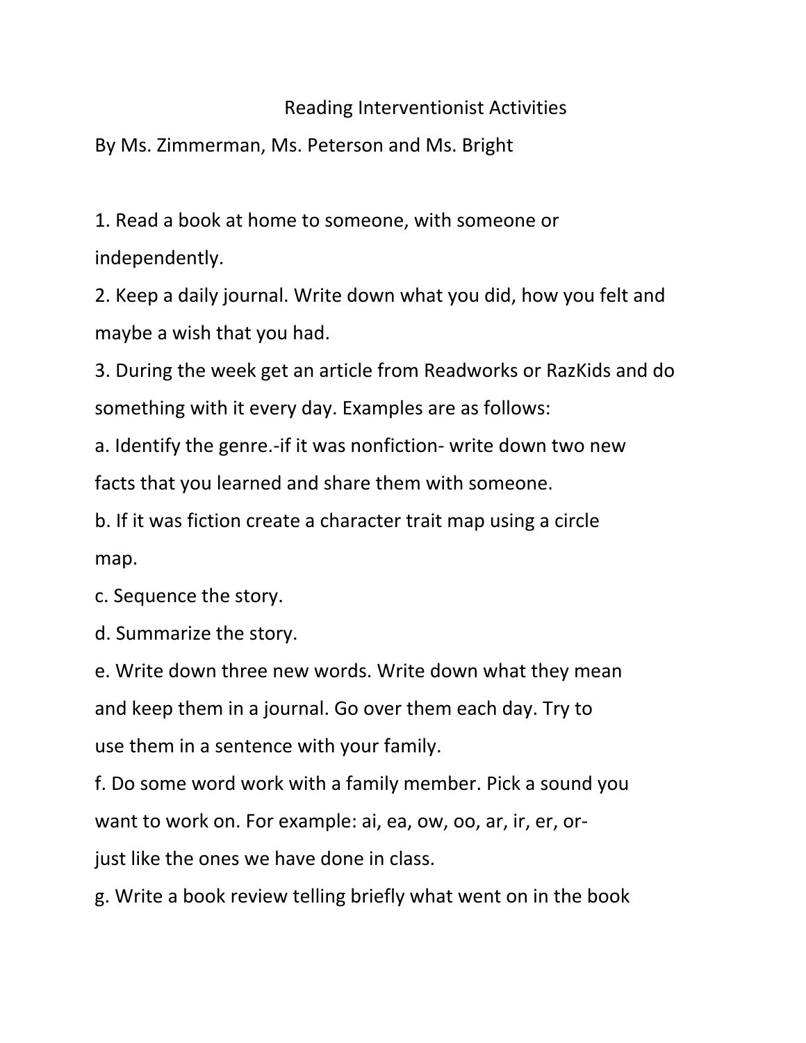# Reading Interventionist Activities

By Ms. Zimmerman, Ms. Peterson and Ms. Bright

1. Read a book at home to someone, with someone or independently.
2. Keep a daily journal. Write down what you did, how you felt and maybe a wish that you had.
3. During the week get an article from Readworks or RazKids and do something with it every day. Examples are as follows:

a. Identify the genre.-if it was nonfiction- write down two new facts that you learned and share them with someone.

b. If it was fiction create a character trait map using a circle map.

c. Sequence the story.

d. Summarize the story.

e. Write down three new words. Write down what they mean and keep them in a journal. Go over them each day. Try to use them in a sentence with your family.

f. Do some word work with a family member. Pick a sound you want to work on. For example: ai, ea, ow, oo, ar, ir, er, or- just like the ones we have done in class.

g. Write a book review telling briefly what went on in the book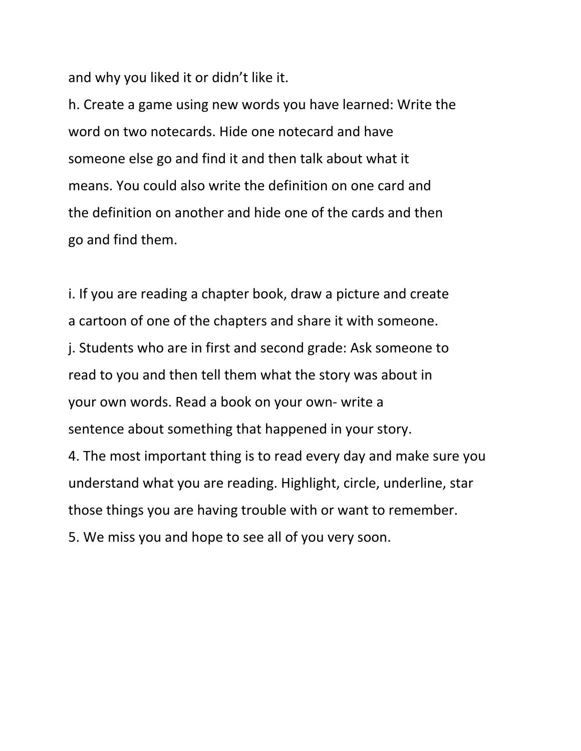and why you liked it or didn't like it.

h. Create a game using new words you have learned: Write the word on two notecards. Hide one notecard and have someone else go and find it and then talk about what it means. You could also write the definition on one card and the definition on another and hide one of the cards and then go and find them.

i. If you are reading a chapter book, draw a picture and create a cartoon of one of the chapters and share it with someone.

j. Students who are in first and second grade: Ask someone to read to you and then tell them what the story was about in your own words. Read a book on your own- write a sentence about something that happened in your story.

4. The most important thing is to read every day and make sure you understand what you are reading. Highlight, circle, underline, star those things you are having trouble with or want to remember.

5. We miss you and hope to see all of you very soon.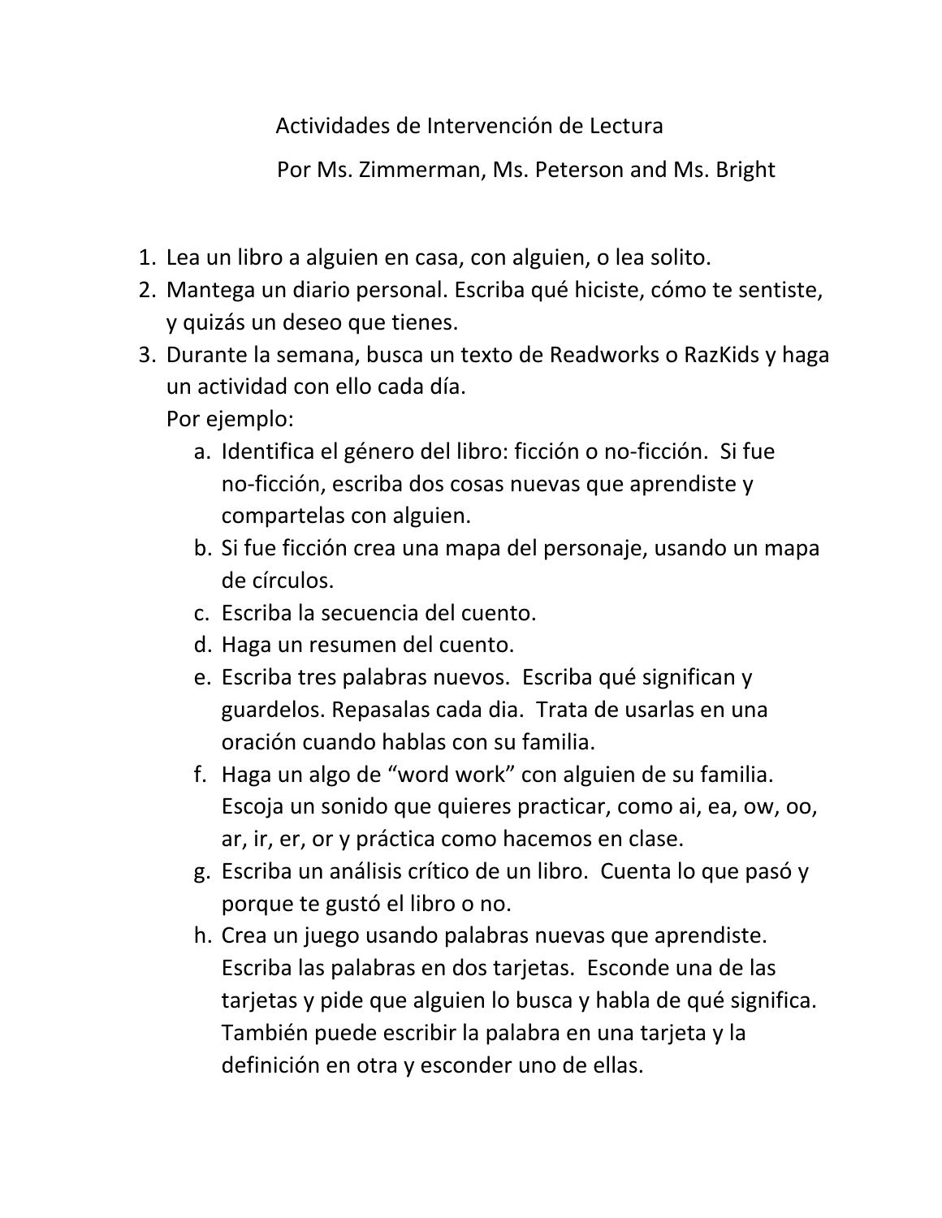# Actividades de Intervención de Lectura

Por Ms. Zimmerman, Ms. Peterson and Ms. Bright

1. Lea un libro a alguien en casa, con alguien, o lea solito.
2. Mantega un diario personal. Escriba qué hiciste, cómo te sentiste, y quizás un deseo que tienes.
3. Durante la semana, busca un texto de Readworks o RazKids y haga un actividad con ello cada día.
   Por ejemplo:
   a. Identifica el género del libro: ficción o no-ficción. Si fue no-ficción, escriba dos cosas nuevas que aprendiste y compartelas con alguien.
   b. Si fue ficción crea una mapa del personaje, usando un mapa de círculos.
   c. Escriba la secuencia del cuento.
   d. Haga un resumen del cuento.
   e. Escriba tres palabras nuevos. Escriba qué significan y guardelos. Repasalas cada dia. Trata de usarlas en una oración cuando hablas con su familia.
   f. Haga un algo de "word work" con alguien de su familia. Escoja un sonido que quieres practicar, como ai, ea, ow, oo, ar, ir, er, or y práctica como hacemos en clase.
   g. Escriba un análisis crítico de un libro. Cuenta lo que pasó y porque te gustó el libro o no.
   h. Crea un juego usando palabras nuevas que aprendiste. Escriba las palabras en dos tarjetas. Esconde una de las tarjetas y pide que alguien lo busca y habla de qué significa. También puede escribir la palabra en una tarjeta y la definición en otra y esconder uno de ellas.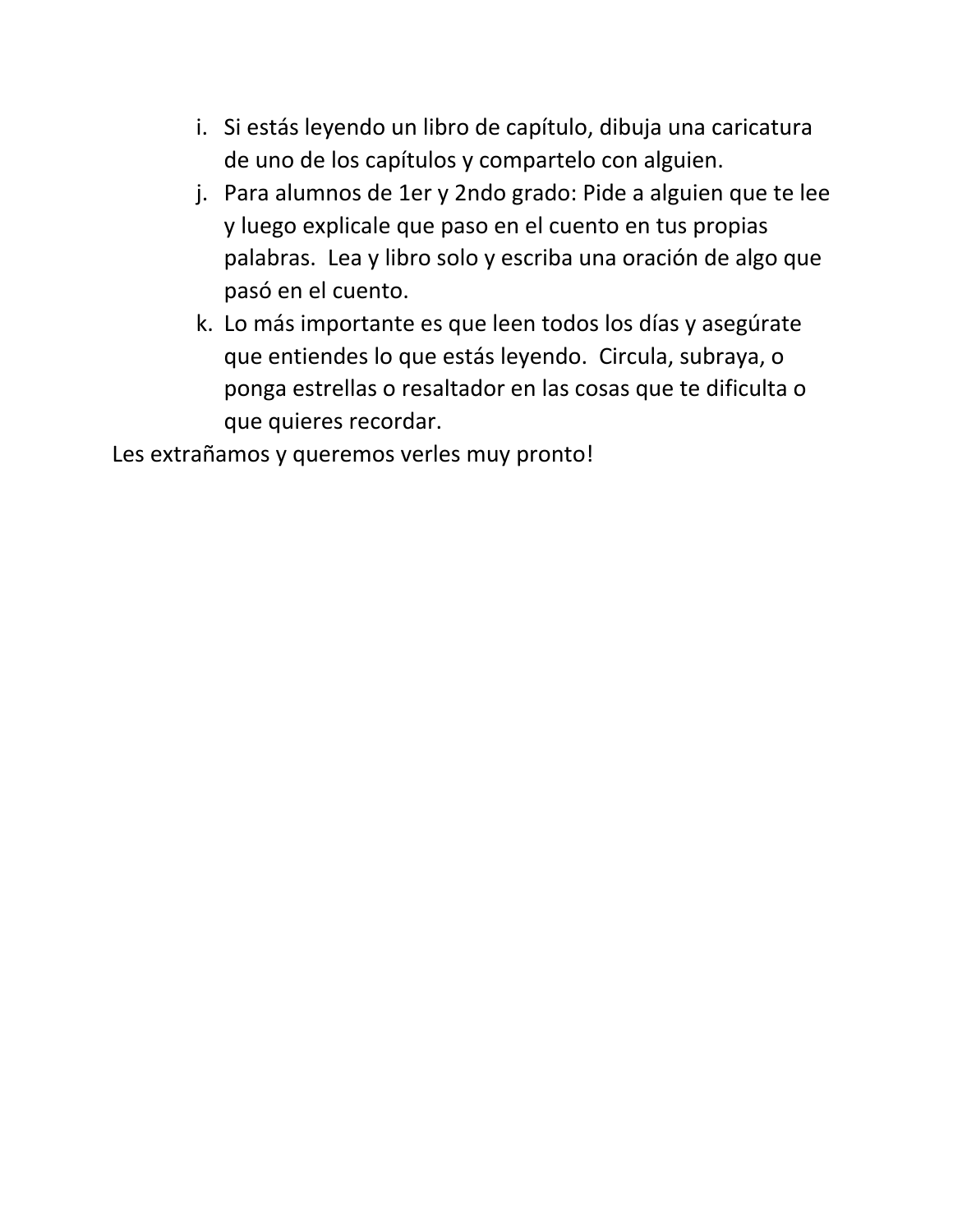i. Si estás leyendo un libro de capítulo, dibuja una caricatura de uno de los capítulos y compartelo con alguien.
j. Para alumnos de 1er y 2ndo grado: Pide a alguien que te lee y luego explicale que paso en el cuento en tus propias palabras. Lea y libro solo y escriba una oración de algo que pasó en el cuento.
k. Lo más importante es que leen todos los días y asegúrate que entiendes lo que estás leyendo. Circula, subraya, o ponga estrellas o resaltador en las cosas que te dificulta o que quieres recordar.

Les extrañamos y queremos verles muy pronto!